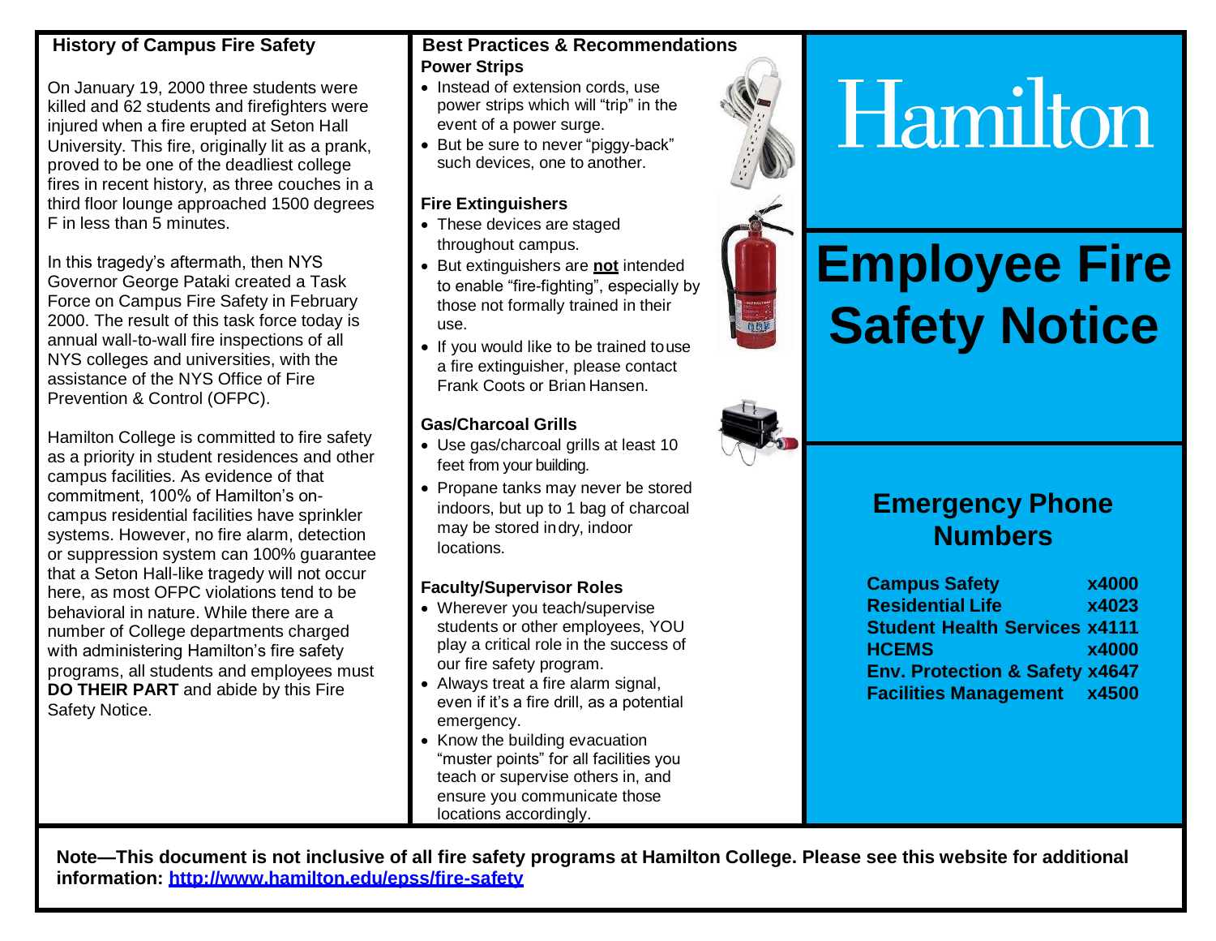# Hamilton

# Employee Fire Safety Notice

## History of Campus Fire Safety

On January 19, 2000 three students were killed and 62 students and firefighters were injured when a fire erupted at Seton Hall University. This fire, originally lit as a prank, proved to be one of the deadliest college fires in recent history, as three couches in a third floor lounge approached 1500 degrees F in less than 5 minutes.

In this tragedy's aftermath, then NYS Governor George Pataki created a Task Force on Campus Fire Safety in February 2000. The result of this task force today is annual wall-to-wall fire inspections of all NYS colleges and universities, with the assistance of the NYS Office of Fire Prevention & Control (OFPC).

Hamilton College is committed to fire safety as a priority in student residences and other campus facilities. As evidence of that commitment, 100% of Hamilton's on-campus residential facilities have sprinkler systems. However, no fire alarm, detection or suppression system can 100% guarantee that a Seton Hall-like tragedy will not occur here, as most OFPC violations tend to be behavioral in nature. While there are a number of College departments charged with administering Hamilton's fire safety programs, all students and employees must **DO THEIR PART** and abide by this Fire Safety Notice.

## Best Practices & Recommendations

### Power Strips

- Instead of extension cords, use power strips which will "trip" in the event of a power surge.
- But be sure to never "piggy-back" such devices, one to another.

### Fire Extinguishers

- These devices are staged throughout campus.
- But extinguishers are **not** intended to enable "fire-fighting", especially by those not formally trained in their use.
- If you would like to be trained to use a fire extinguisher, please contact Frank Coots or Brian Hansen.

### Gas/Charcoal Grills

- Use gas/charcoal grills at least 10 feet from your building.
- Propane tanks may never be stored indoors, but up to 1 bag of charcoal may be stored in dry, indoor locations.

### Faculty/Supervisor Roles

- Wherever you teach/supervise students or other employees, YOU play a critical role in the success of our fire safety program.
- Always treat a fire alarm signal, even if it's a fire drill, as a potential emergency.
- Know the building evacuation "muster points" for all facilities you teach or supervise others in, and ensure you communicate those locations accordingly.

## Emergency Phone Numbers

| | |
|---|---|
| **Campus Safety** | **x4000** |
| **Residential Life** | **x4023** |
| **Student Health Services** | **x4111** |
| **HCEMS** | **x4000** |
| **Env. Protection & Safety** | **x4647** |
| **Facilities Management** | **x4500** |

**Note—This document is not inclusive of all fire safety programs at Hamilton College. Please see this website for additional information: [http://www.hamilton.edu/epss/fire-safety](http://www.hamilton.edu/epss/fire-safety)**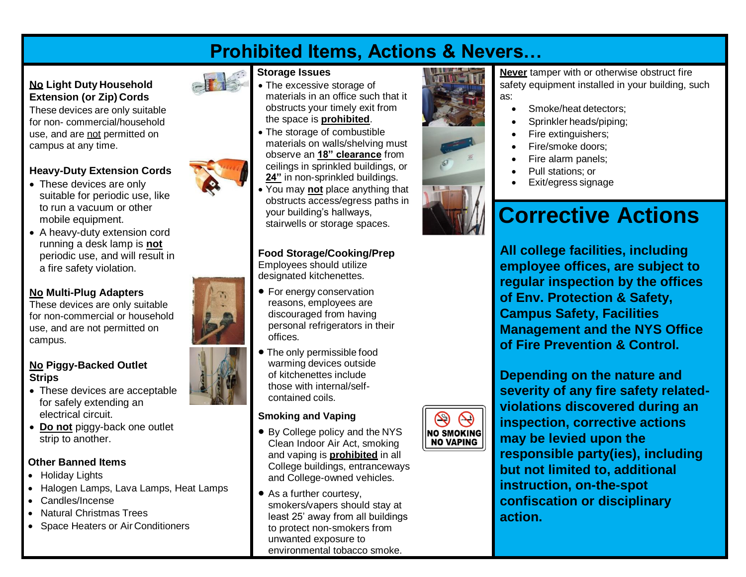# Prohibited Items, Actions & Nevers…

### No Light Duty Household Extension (or Zip) Cords

These devices are only suitable for non- commercial/household use, and are not permitted on campus at any time.

### Heavy-Duty Extension Cords

- These devices are only suitable for periodic use, like to run a vacuum or other mobile equipment.
- A heavy-duty extension cord running a desk lamp is **not** periodic use, and will result in a fire safety violation.

### No Multi-Plug Adapters

These devices are only suitable for non-commercial or household use, and are not permitted on campus.

### No Piggy-Backed Outlet Strips

- These devices are acceptable for safely extending an electrical circuit.
- **Do not** piggy-back one outlet strip to another.

### Other Banned Items

- Holiday Lights
- Halogen Lamps, Lava Lamps, Heat Lamps
- Candles/Incense
- Natural Christmas Trees
- Space Heaters or Air Conditioners

### Storage Issues

- The excessive storage of materials in an office such that it obstructs your timely exit from the space is **prohibited**.
- The storage of combustible materials on walls/shelving must observe an **18" clearance** from ceilings in sprinkled buildings, or **24"** in non-sprinkled buildings.
- You may **not** place anything that obstructs access/egress paths in your building's hallways, stairwells or storage spaces.

### Food Storage/Cooking/Prep

Employees should utilize designated kitchenettes.

- For energy conservation reasons, employees are discouraged from having personal refrigerators in their offices.
- The only permissible food warming devices outside of kitchenettes include those with internal/self-contained coils.

### Smoking and Vaping

- By College policy and the NYS Clean Indoor Air Act, smoking and vaping is **prohibited** in all College buildings, entranceways and College-owned vehicles.
- As a further courtesy, smokers/vapers should stay at least 25' away from all buildings to protect non-smokers from unwanted exposure to environmental tobacco smoke.

NO SMOKING
NO VAPING

**Never** tamper with or otherwise obstruct fire safety equipment installed in your building, such as:

- Smoke/heat detectors;
- Sprinkler heads/piping;
- Fire extinguishers;
- Fire/smoke doors;
- Fire alarm panels;
- Pull stations; or
- Exit/egress signage

# Corrective Actions

**All college facilities, including employee offices, are subject to regular inspection by the offices of Env. Protection & Safety, Campus Safety, Facilities Management and the NYS Office of Fire Prevention & Control.**

**Depending on the nature and severity of any fire safety related-violations discovered during an inspection, corrective actions may be levied upon the responsible party(ies), including but not limited to, additional instruction, on-the-spot confiscation or disciplinary action.**